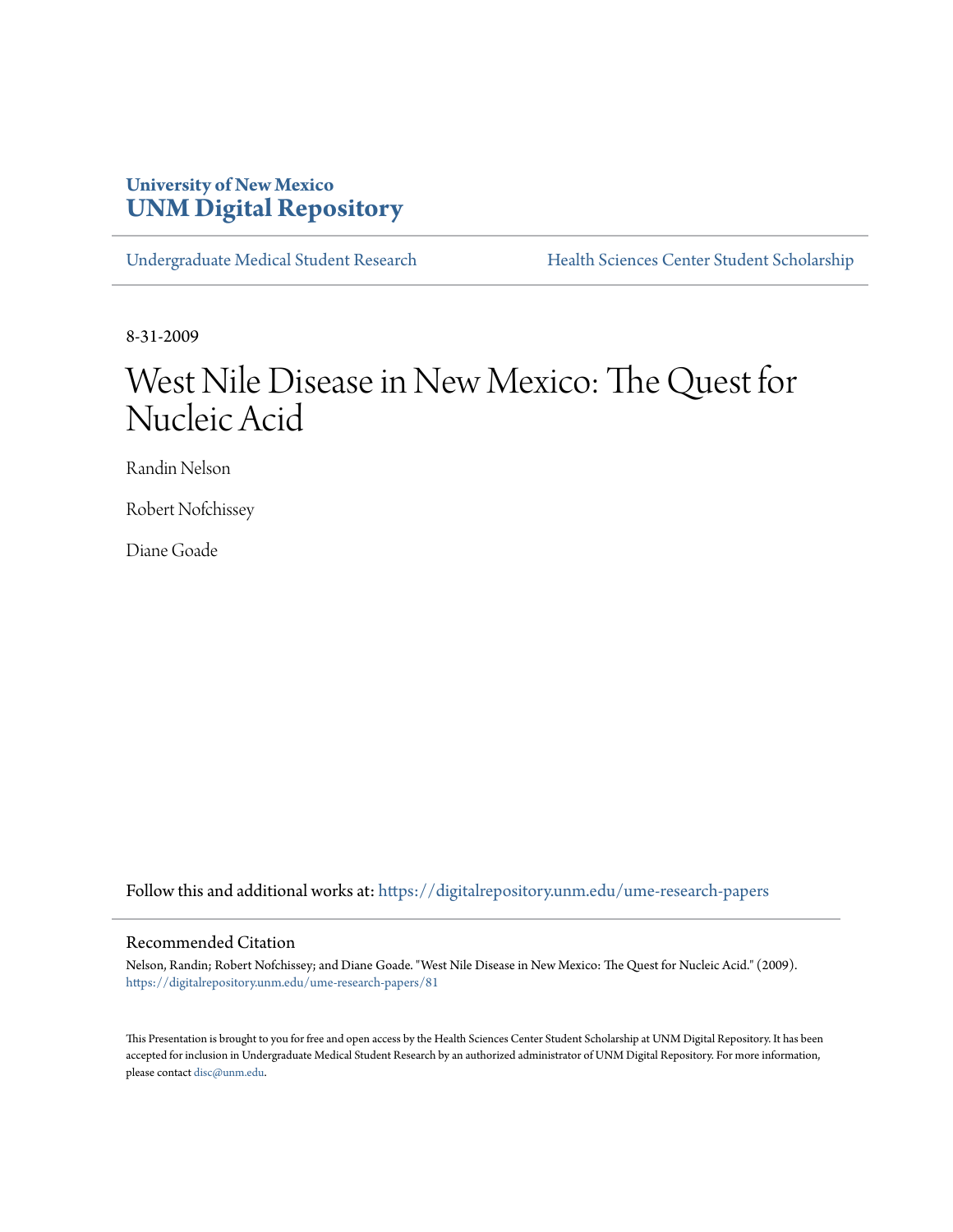University of New Mexico
**UNM Digital Repository**

Undergraduate Medical Student Research | Health Sciences Center Student Scholarship

8-31-2009

# West Nile Disease in New Mexico: The Quest for Nucleic Acid

Randin Nelson

Robert Nofchissey

Diane Goade

Follow this and additional works at: https://digitalrepository.unm.edu/ume-research-papers

## Recommended Citation

Nelson, Randin; Robert Nofchissey; and Diane Goade. "West Nile Disease in New Mexico: The Quest for Nucleic Acid." (2009). https://digitalrepository.unm.edu/ume-research-papers/81

This Presentation is brought to you for free and open access by the Health Sciences Center Student Scholarship at UNM Digital Repository. It has been accepted for inclusion in Undergraduate Medical Student Research by an authorized administrator of UNM Digital Repository. For more information, please contact disc@unm.edu.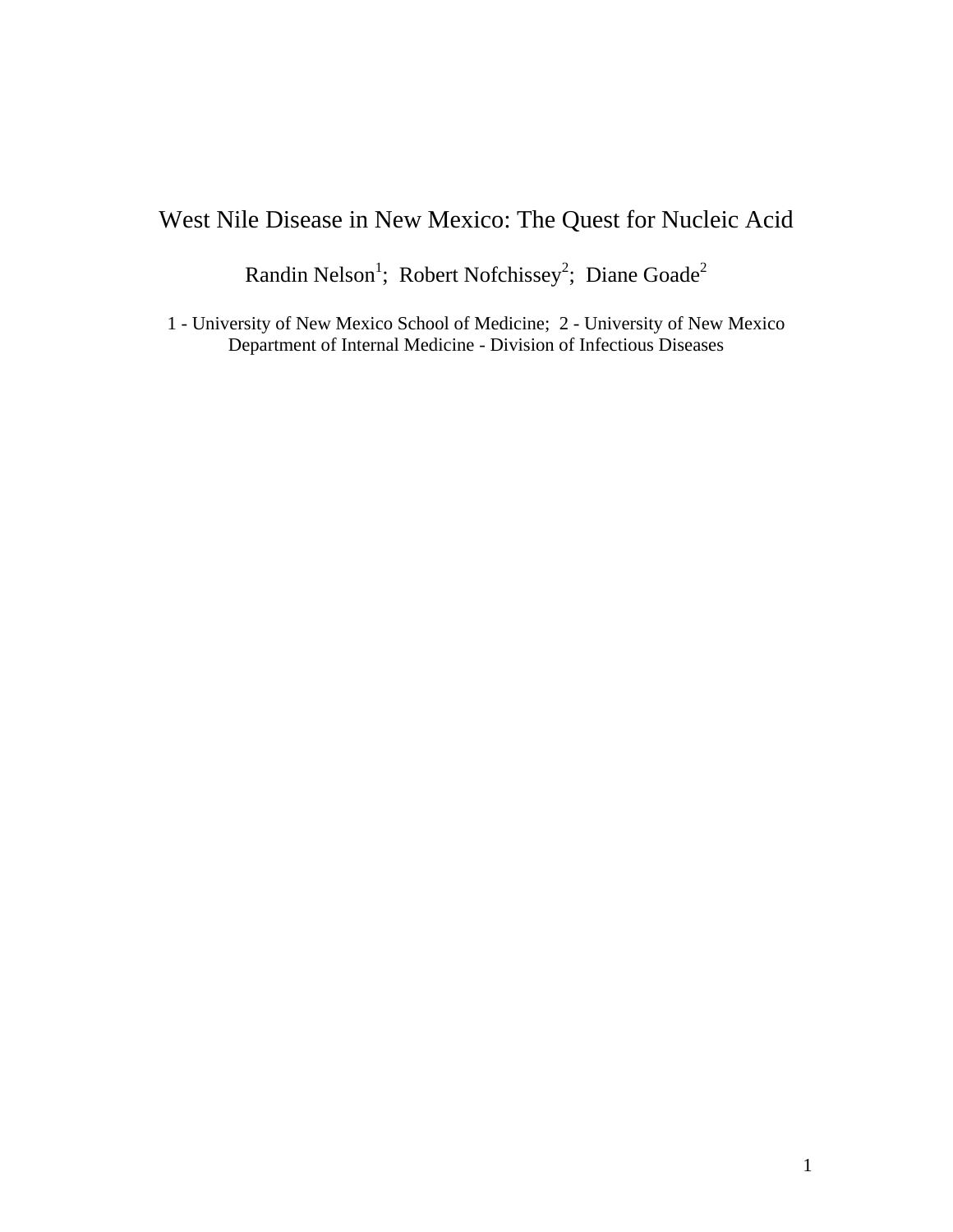# West Nile Disease in New Mexico: The Quest for Nucleic Acid

Randin Nelson[1]; Robert Nofchissey[2]; Diane Goade[2]

1 - University of New Mexico School of Medicine; 2 - University of New Mexico Department of Internal Medicine - Division of Infectious Diseases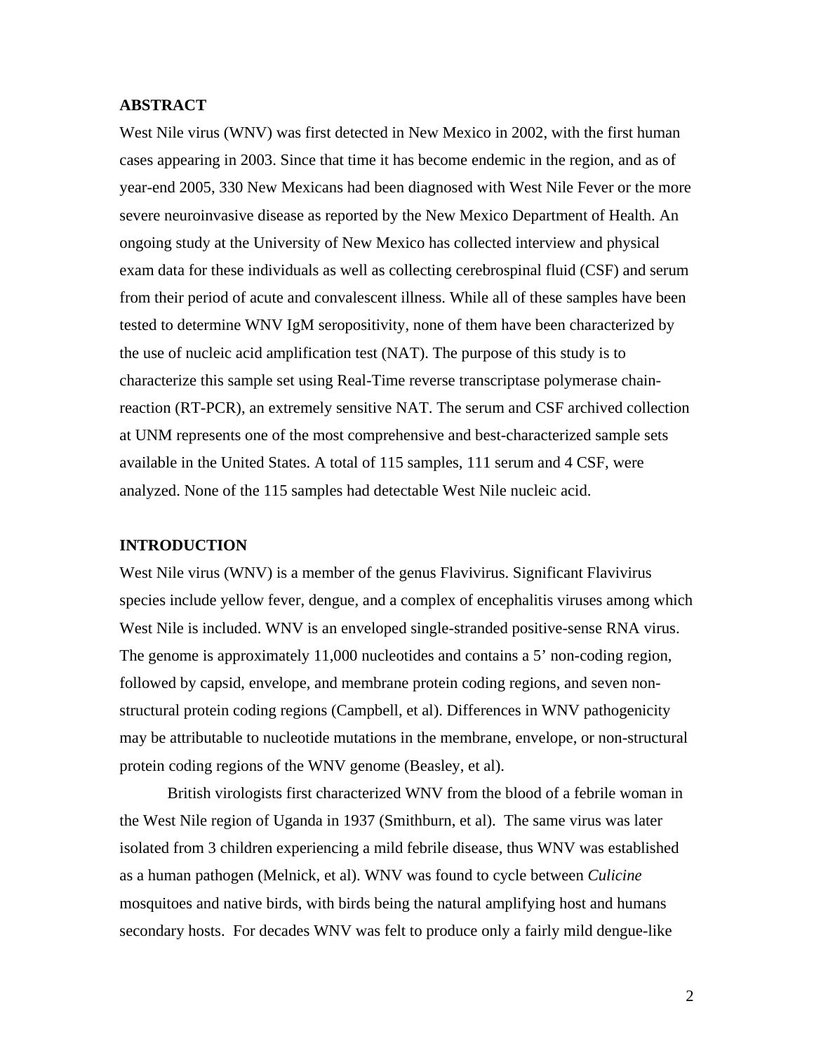## ABSTRACT

West Nile virus (WNV) was first detected in New Mexico in 2002, with the first human cases appearing in 2003. Since that time it has become endemic in the region, and as of year-end 2005, 330 New Mexicans had been diagnosed with West Nile Fever or the more severe neuroinvasive disease as reported by the New Mexico Department of Health. An ongoing study at the University of New Mexico has collected interview and physical exam data for these individuals as well as collecting cerebrospinal fluid (CSF) and serum from their period of acute and convalescent illness. While all of these samples have been tested to determine WNV IgM seropositivity, none of them have been characterized by the use of nucleic acid amplification test (NAT). The purpose of this study is to characterize this sample set using Real-Time reverse transcriptase polymerase chain-reaction (RT-PCR), an extremely sensitive NAT. The serum and CSF archived collection at UNM represents one of the most comprehensive and best-characterized sample sets available in the United States. A total of 115 samples, 111 serum and 4 CSF, were analyzed. None of the 115 samples had detectable West Nile nucleic acid.

## INTRODUCTION

West Nile virus (WNV) is a member of the genus Flavivirus. Significant Flavivirus species include yellow fever, dengue, and a complex of encephalitis viruses among which West Nile is included. WNV is an enveloped single-stranded positive-sense RNA virus. The genome is approximately 11,000 nucleotides and contains a 5' non-coding region, followed by capsid, envelope, and membrane protein coding regions, and seven non-structural protein coding regions (Campbell, et al). Differences in WNV pathogenicity may be attributable to nucleotide mutations in the membrane, envelope, or non-structural protein coding regions of the WNV genome (Beasley, et al).

British virologists first characterized WNV from the blood of a febrile woman in the West Nile region of Uganda in 1937 (Smithburn, et al). The same virus was later isolated from 3 children experiencing a mild febrile disease, thus WNV was established as a human pathogen (Melnick, et al). WNV was found to cycle between *Culicine* mosquitoes and native birds, with birds being the natural amplifying host and humans secondary hosts. For decades WNV was felt to produce only a fairly mild dengue-like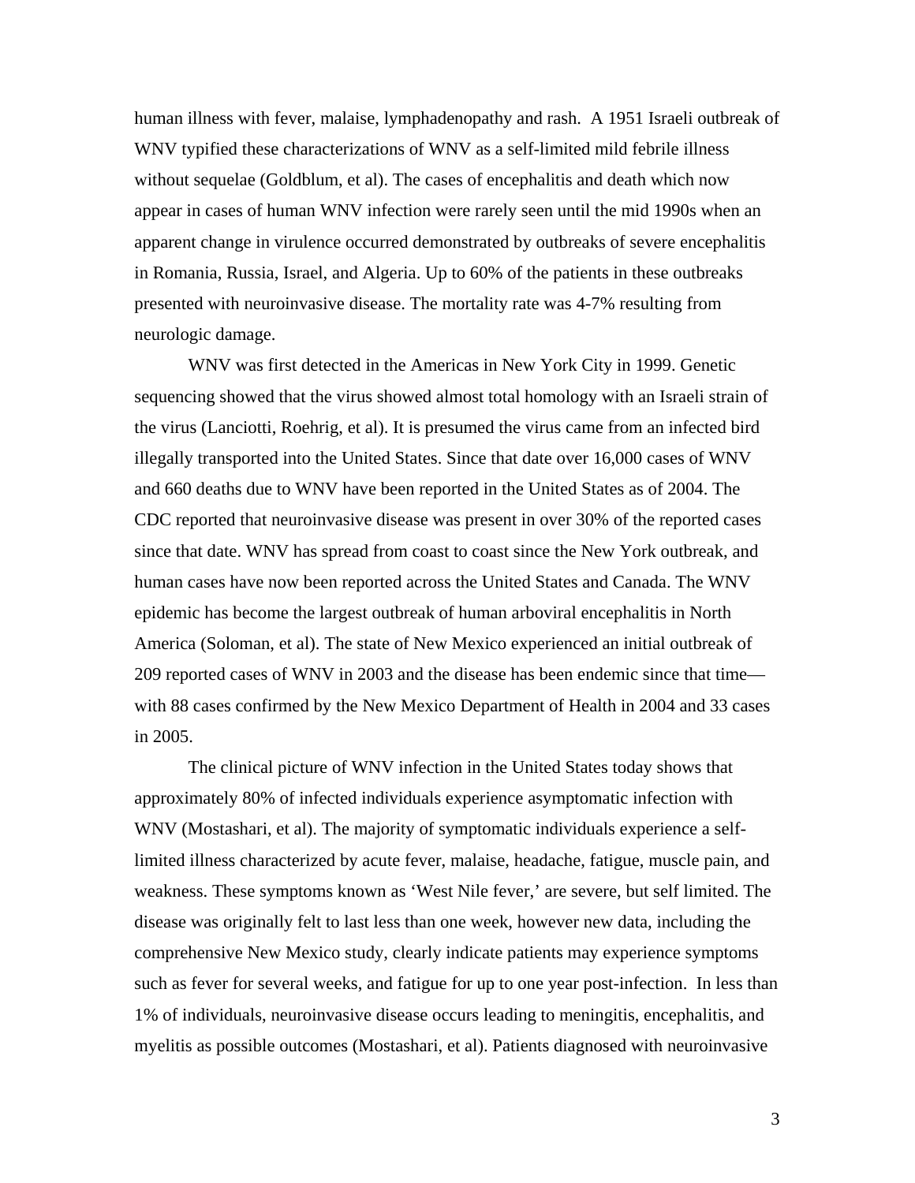human illness with fever, malaise, lymphadenopathy and rash.  A 1951 Israeli outbreak of WNV typified these characterizations of WNV as a self-limited mild febrile illness without sequelae (Goldblum, et al). The cases of encephalitis and death which now appear in cases of human WNV infection were rarely seen until the mid 1990s when an apparent change in virulence occurred demonstrated by outbreaks of severe encephalitis in Romania, Russia, Israel, and Algeria. Up to 60% of the patients in these outbreaks presented with neuroinvasive disease. The mortality rate was 4-7% resulting from neurologic damage.

WNV was first detected in the Americas in New York City in 1999. Genetic sequencing showed that the virus showed almost total homology with an Israeli strain of the virus (Lanciotti, Roehrig, et al). It is presumed the virus came from an infected bird illegally transported into the United States. Since that date over 16,000 cases of WNV and 660 deaths due to WNV have been reported in the United States as of 2004. The CDC reported that neuroinvasive disease was present in over 30% of the reported cases since that date. WNV has spread from coast to coast since the New York outbreak, and human cases have now been reported across the United States and Canada. The WNV epidemic has become the largest outbreak of human arboviral encephalitis in North America (Soloman, et al). The state of New Mexico experienced an initial outbreak of 209 reported cases of WNV in 2003 and the disease has been endemic since that time—with 88 cases confirmed by the New Mexico Department of Health in 2004 and 33 cases in 2005.

The clinical picture of WNV infection in the United States today shows that approximately 80% of infected individuals experience asymptomatic infection with WNV (Mostashari, et al). The majority of symptomatic individuals experience a self-limited illness characterized by acute fever, malaise, headache, fatigue, muscle pain, and weakness. These symptoms known as 'West Nile fever,' are severe, but self limited. The disease was originally felt to last less than one week, however new data, including the comprehensive New Mexico study, clearly indicate patients may experience symptoms such as fever for several weeks, and fatigue for up to one year post-infection.  In less than 1% of individuals, neuroinvasive disease occurs leading to meningitis, encephalitis, and myelitis as possible outcomes (Mostashari, et al). Patients diagnosed with neuroinvasive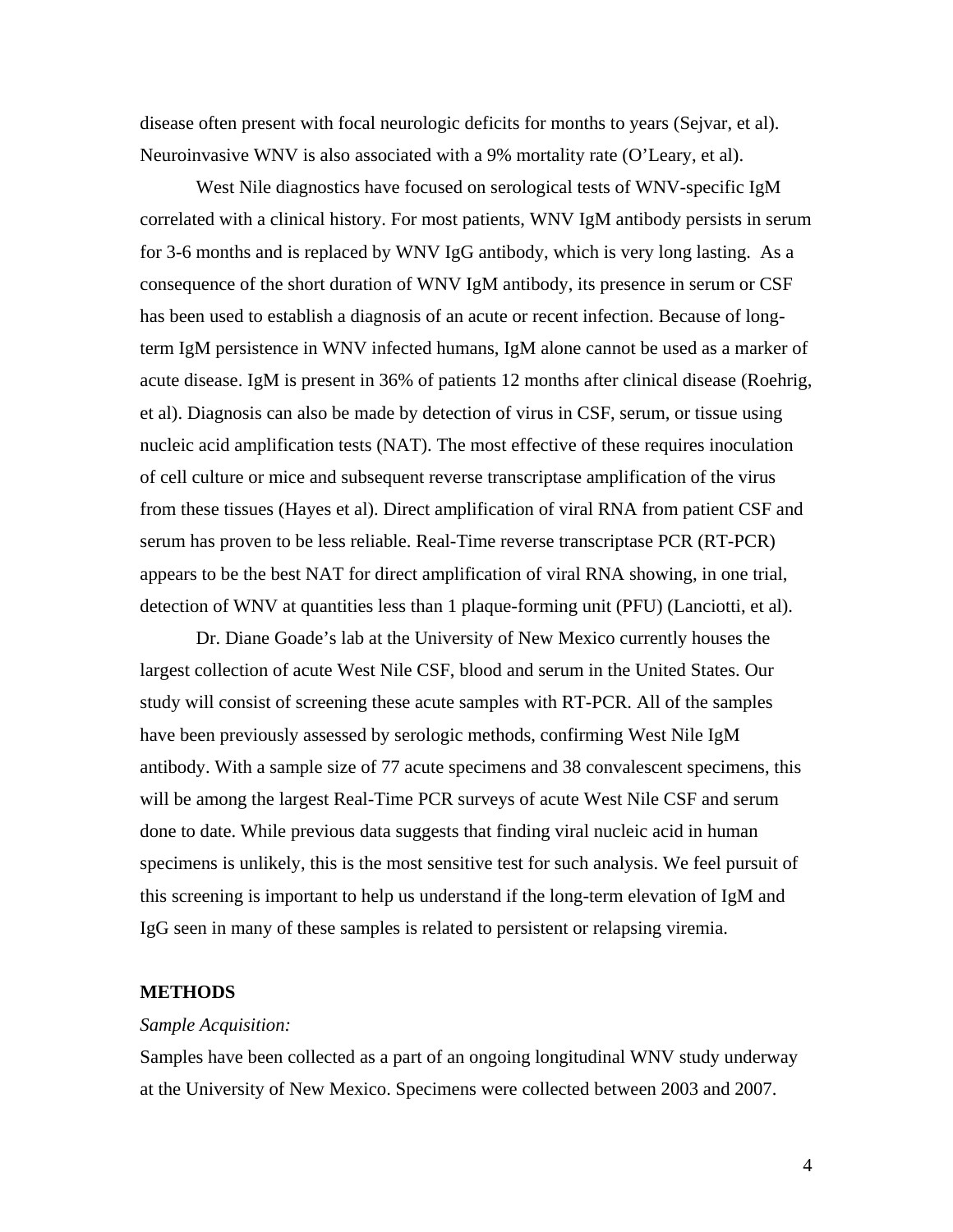disease often present with focal neurologic deficits for months to years (Sejvar, et al). Neuroinvasive WNV is also associated with a 9% mortality rate (O'Leary, et al).

West Nile diagnostics have focused on serological tests of WNV-specific IgM correlated with a clinical history. For most patients, WNV IgM antibody persists in serum for 3-6 months and is replaced by WNV IgG antibody, which is very long lasting. As a consequence of the short duration of WNV IgM antibody, its presence in serum or CSF has been used to establish a diagnosis of an acute or recent infection. Because of long-term IgM persistence in WNV infected humans, IgM alone cannot be used as a marker of acute disease. IgM is present in 36% of patients 12 months after clinical disease (Roehrig, et al). Diagnosis can also be made by detection of virus in CSF, serum, or tissue using nucleic acid amplification tests (NAT). The most effective of these requires inoculation of cell culture or mice and subsequent reverse transcriptase amplification of the virus from these tissues (Hayes et al). Direct amplification of viral RNA from patient CSF and serum has proven to be less reliable. Real-Time reverse transcriptase PCR (RT-PCR) appears to be the best NAT for direct amplification of viral RNA showing, in one trial, detection of WNV at quantities less than 1 plaque-forming unit (PFU) (Lanciotti, et al).

Dr. Diane Goade's lab at the University of New Mexico currently houses the largest collection of acute West Nile CSF, blood and serum in the United States. Our study will consist of screening these acute samples with RT-PCR. All of the samples have been previously assessed by serologic methods, confirming West Nile IgM antibody. With a sample size of 77 acute specimens and 38 convalescent specimens, this will be among the largest Real-Time PCR surveys of acute West Nile CSF and serum done to date. While previous data suggests that finding viral nucleic acid in human specimens is unlikely, this is the most sensitive test for such analysis. We feel pursuit of this screening is important to help us understand if the long-term elevation of IgM and IgG seen in many of these samples is related to persistent or relapsing viremia.

## METHODS

*Sample Acquisition:*

Samples have been collected as a part of an ongoing longitudinal WNV study underway at the University of New Mexico. Specimens were collected between 2003 and 2007.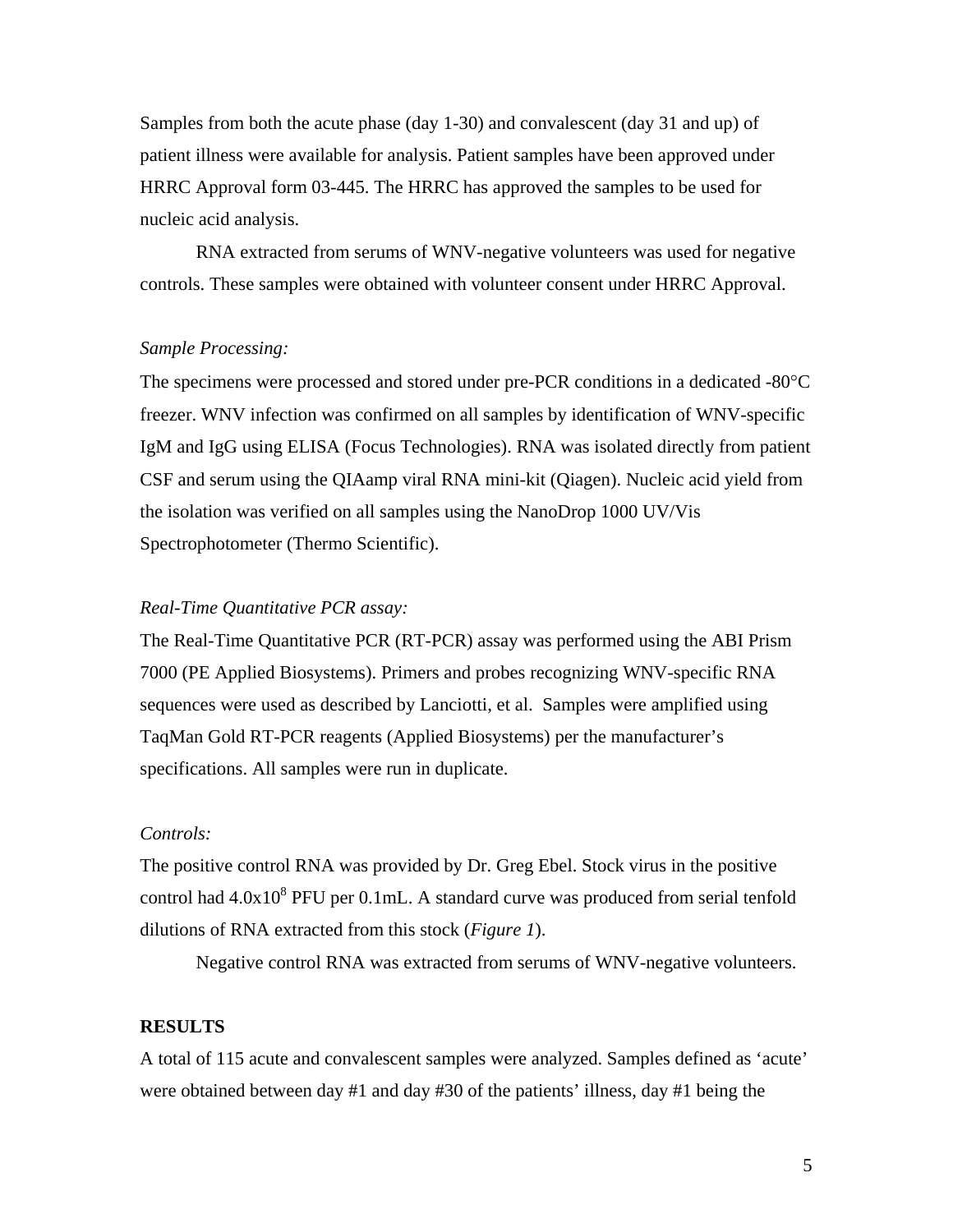Samples from both the acute phase (day 1-30) and convalescent (day 31 and up) of patient illness were available for analysis. Patient samples have been approved under HRRC Approval form 03-445. The HRRC has approved the samples to be used for nucleic acid analysis.

RNA extracted from serums of WNV-negative volunteers was used for negative controls. These samples were obtained with volunteer consent under HRRC Approval.

*Sample Processing:*

The specimens were processed and stored under pre-PCR conditions in a dedicated -80°C freezer. WNV infection was confirmed on all samples by identification of WNV-specific IgM and IgG using ELISA (Focus Technologies). RNA was isolated directly from patient CSF and serum using the QIAamp viral RNA mini-kit (Qiagen). Nucleic acid yield from the isolation was verified on all samples using the NanoDrop 1000 UV/Vis Spectrophotometer (Thermo Scientific).

*Real-Time Quantitative PCR assay:*

The Real-Time Quantitative PCR (RT-PCR) assay was performed using the ABI Prism 7000 (PE Applied Biosystems). Primers and probes recognizing WNV-specific RNA sequences were used as described by Lanciotti, et al. Samples were amplified using TaqMan Gold RT-PCR reagents (Applied Biosystems) per the manufacturer's specifications. All samples were run in duplicate.

*Controls:*

The positive control RNA was provided by Dr. Greg Ebel. Stock virus in the positive control had $4.0 \times 10^8$ PFU per 0.1mL. A standard curve was produced from serial tenfold dilutions of RNA extracted from this stock (*Figure 1*).

Negative control RNA was extracted from serums of WNV-negative volunteers.

**RESULTS**

A total of 115 acute and convalescent samples were analyzed. Samples defined as 'acute' were obtained between day #1 and day #30 of the patients' illness, day #1 being the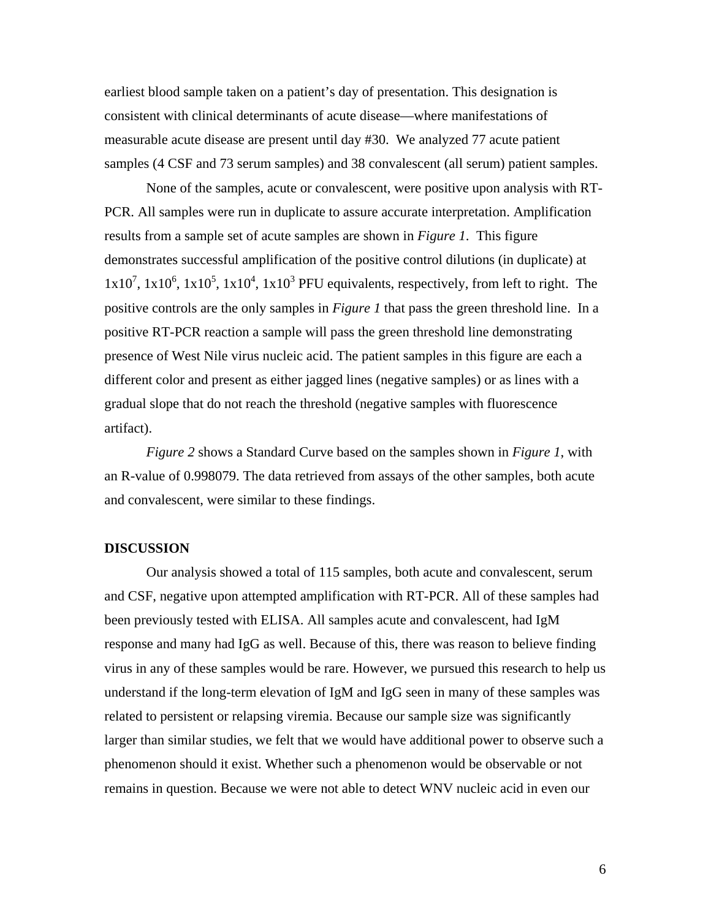earliest blood sample taken on a patient's day of presentation. This designation is consistent with clinical determinants of acute disease—where manifestations of measurable acute disease are present until day #30. We analyzed 77 acute patient samples (4 CSF and 73 serum samples) and 38 convalescent (all serum) patient samples.

None of the samples, acute or convalescent, were positive upon analysis with RT-PCR. All samples were run in duplicate to assure accurate interpretation. Amplification results from a sample set of acute samples are shown in *Figure 1*. This figure demonstrates successful amplification of the positive control dilutions (in duplicate) at $1\text{x}10^7$, $1\text{x}10^6$, $1\text{x}10^5$, $1\text{x}10^4$, $1\text{x}10^3$ PFU equivalents, respectively, from left to right. The positive controls are the only samples in *Figure 1* that pass the green threshold line. In a positive RT-PCR reaction a sample will pass the green threshold line demonstrating presence of West Nile virus nucleic acid. The patient samples in this figure are each a different color and present as either jagged lines (negative samples) or as lines with a gradual slope that do not reach the threshold (negative samples with fluorescence artifact).

*Figure 2* shows a Standard Curve based on the samples shown in *Figure 1*, with an R-value of 0.998079. The data retrieved from assays of the other samples, both acute and convalescent, were similar to these findings.

## DISCUSSION

Our analysis showed a total of 115 samples, both acute and convalescent, serum and CSF, negative upon attempted amplification with RT-PCR. All of these samples had been previously tested with ELISA. All samples acute and convalescent, had IgM response and many had IgG as well. Because of this, there was reason to believe finding virus in any of these samples would be rare. However, we pursued this research to help us understand if the long-term elevation of IgM and IgG seen in many of these samples was related to persistent or relapsing viremia. Because our sample size was significantly larger than similar studies, we felt that we would have additional power to observe such a phenomenon should it exist. Whether such a phenomenon would be observable or not remains in question. Because we were not able to detect WNV nucleic acid in even our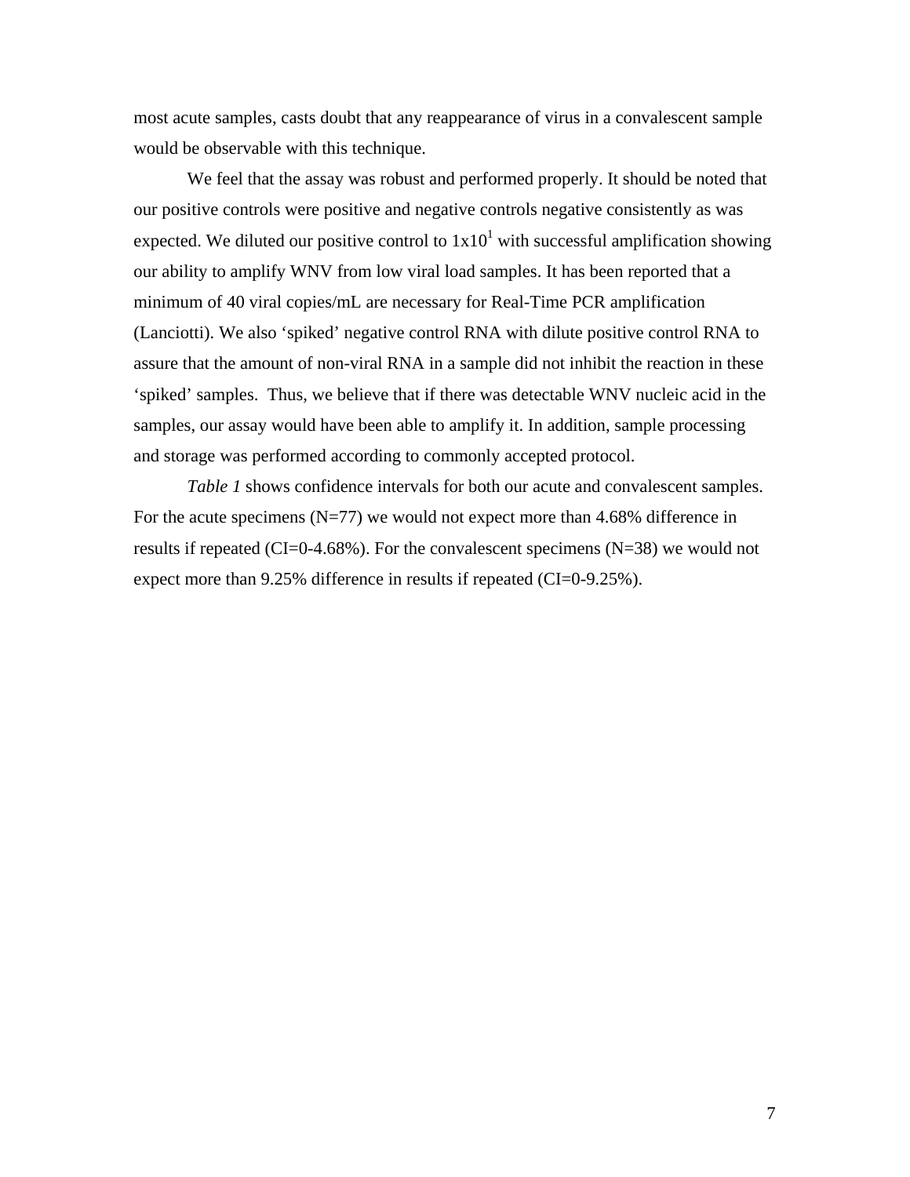most acute samples, casts doubt that any reappearance of virus in a convalescent sample would be observable with this technique.

We feel that the assay was robust and performed properly. It should be noted that our positive controls were positive and negative controls negative consistently as was expected. We diluted our positive control to $1 \times 10^{1}$ with successful amplification showing our ability to amplify WNV from low viral load samples. It has been reported that a minimum of 40 viral copies/mL are necessary for Real-Time PCR amplification (Lanciotti). We also 'spiked' negative control RNA with dilute positive control RNA to assure that the amount of non-viral RNA in a sample did not inhibit the reaction in these 'spiked' samples. Thus, we believe that if there was detectable WNV nucleic acid in the samples, our assay would have been able to amplify it. In addition, sample processing and storage was performed according to commonly accepted protocol.

*Table 1* shows confidence intervals for both our acute and convalescent samples. For the acute specimens (N=77) we would not expect more than 4.68% difference in results if repeated (CI=0-4.68%). For the convalescent specimens (N=38) we would not expect more than 9.25% difference in results if repeated (CI=0-9.25%).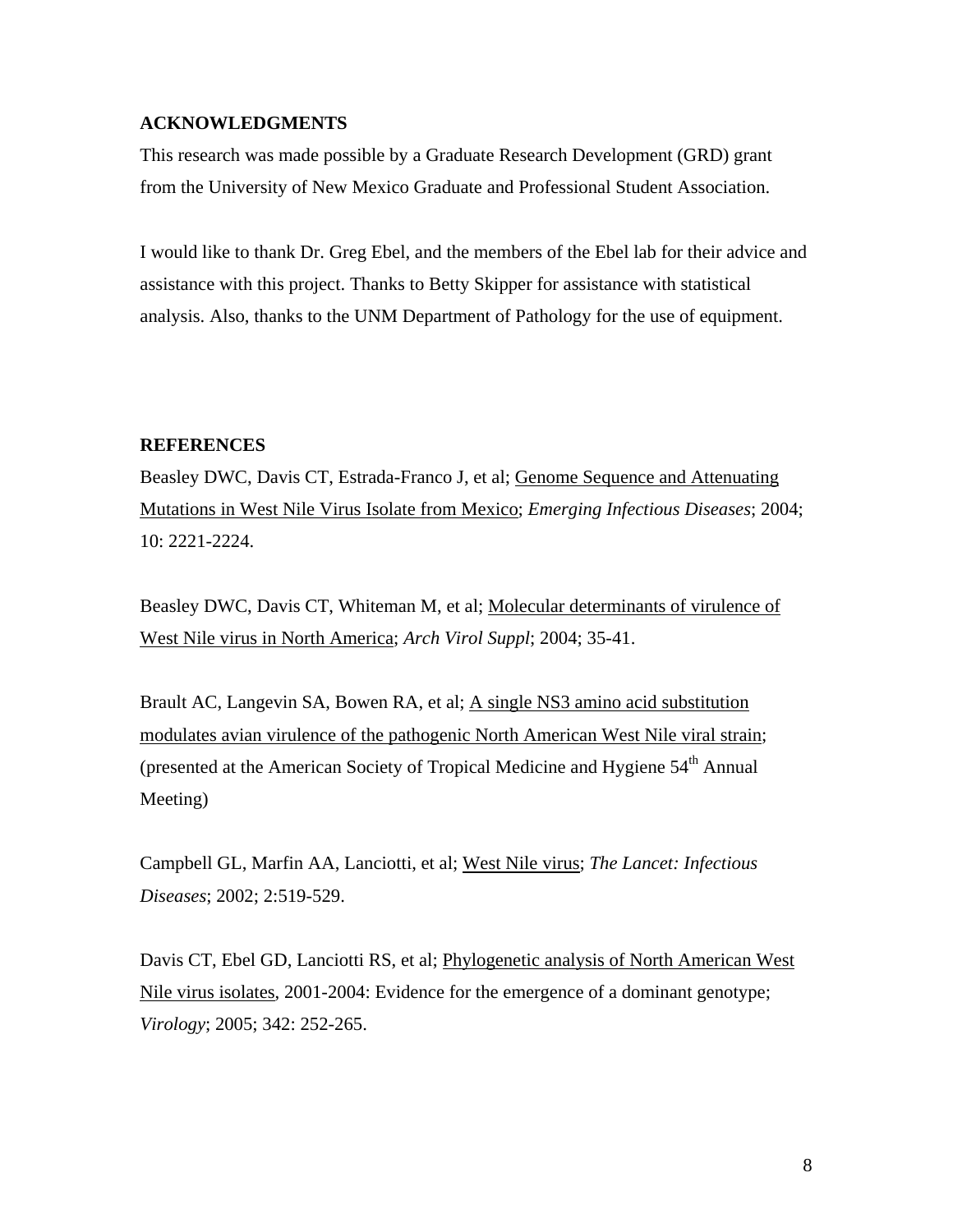## ACKNOWLEDGMENTS

This research was made possible by a Graduate Research Development (GRD) grant from the University of New Mexico Graduate and Professional Student Association.

I would like to thank Dr. Greg Ebel, and the members of the Ebel lab for their advice and assistance with this project. Thanks to Betty Skipper for assistance with statistical analysis. Also, thanks to the UNM Department of Pathology for the use of equipment.

## REFERENCES

Beasley DWC, Davis CT, Estrada-Franco J, et al; Genome Sequence and Attenuating Mutations in West Nile Virus Isolate from Mexico; *Emerging Infectious Diseases*; 2004; 10: 2221-2224.

Beasley DWC, Davis CT, Whiteman M, et al; Molecular determinants of virulence of West Nile virus in North America; *Arch Virol Suppl*; 2004; 35-41.

Brault AC, Langevin SA, Bowen RA, et al; A single NS3 amino acid substitution modulates avian virulence of the pathogenic North American West Nile viral strain; (presented at the American Society of Tropical Medicine and Hygiene 54th Annual Meeting)

Campbell GL, Marfin AA, Lanciotti, et al; West Nile virus; *The Lancet: Infectious Diseases*; 2002; 2:519-529.

Davis CT, Ebel GD, Lanciotti RS, et al; Phylogenetic analysis of North American West Nile virus isolates, 2001-2004: Evidence for the emergence of a dominant genotype; *Virology*; 2005; 342: 252-265.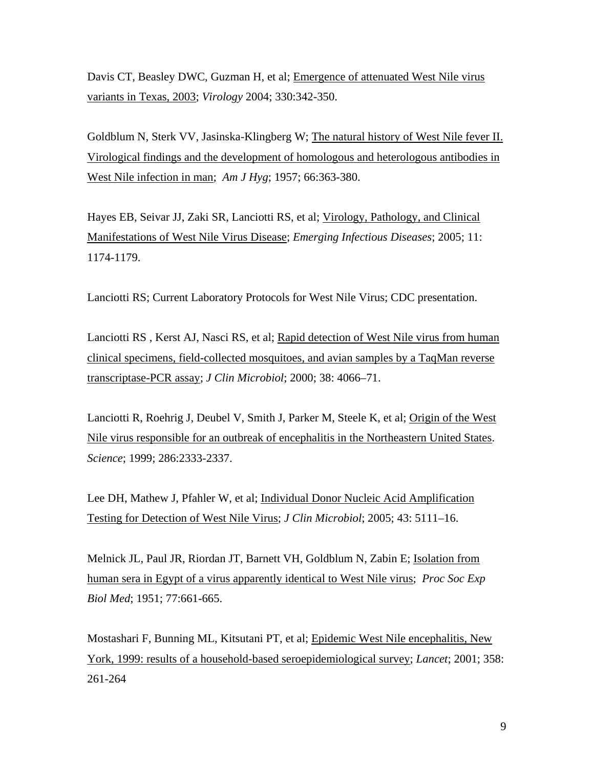Davis CT, Beasley DWC, Guzman H, et al; <u>Emergence of attenuated West Nile virus variants in Texas, 2003</u>; *Virology* 2004; 330:342-350.

Goldblum N, Sterk VV, Jasinska-Klingberg W; <u>The natural history of West Nile fever II. Virological findings and the development of homologous and heterologous antibodies in West Nile infection in man</u>; *Am J Hyg*; 1957; 66:363-380.

Hayes EB, Seivar JJ, Zaki SR, Lanciotti RS, et al; <u>Virology, Pathology, and Clinical Manifestations of West Nile Virus Disease</u>; *Emerging Infectious Diseases*; 2005; 11: 1174-1179.

Lanciotti RS; Current Laboratory Protocols for West Nile Virus; CDC presentation.

Lanciotti RS , Kerst AJ, Nasci RS, et al; <u>Rapid detection of West Nile virus from human clinical specimens, field-collected mosquitoes, and avian samples by a TaqMan reverse transcriptase-PCR assay</u>; *J Clin Microbiol*; 2000; 38: 4066–71.

Lanciotti R, Roehrig J, Deubel V, Smith J, Parker M, Steele K, et al; <u>Origin of the West Nile virus responsible for an outbreak of encephalitis in the Northeastern United States</u>. *Science*; 1999; 286:2333-2337.

Lee DH, Mathew J, Pfahler W, et al; <u>Individual Donor Nucleic Acid Amplification Testing for Detection of West Nile Virus</u>; *J Clin Microbiol*; 2005; 43: 5111–16.

Melnick JL, Paul JR, Riordan JT, Barnett VH, Goldblum N, Zabin E; <u>Isolation from human sera in Egypt of a virus apparently identical to West Nile virus</u>; *Proc Soc Exp Biol Med*; 1951; 77:661-665.

Mostashari F, Bunning ML, Kitsutani PT, et al; <u>Epidemic West Nile encephalitis, New York, 1999: results of a household-based seroepidemiological survey</u>; *Lancet*; 2001; 358: 261-264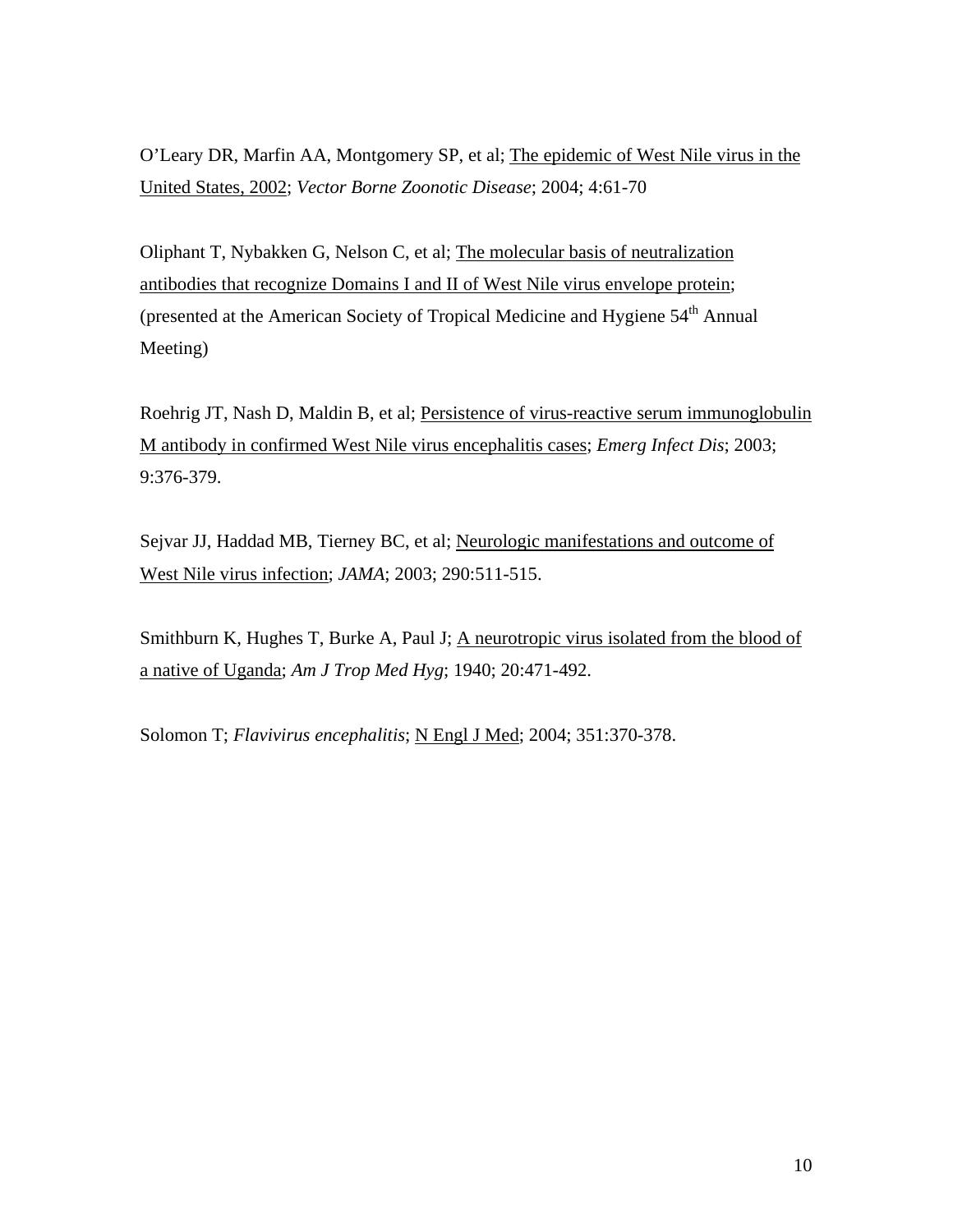O'Leary DR, Marfin AA, Montgomery SP, et al; <u>The epidemic of West Nile virus in the United States, 2002</u>; *Vector Borne Zoonotic Disease*; 2004; 4:61-70

Oliphant T, Nybakken G, Nelson C, et al; <u>The molecular basis of neutralization antibodies that recognize Domains I and II of West Nile virus envelope protein</u>; (presented at the American Society of Tropical Medicine and Hygiene 54th Annual Meeting)

Roehrig JT, Nash D, Maldin B, et al; <u>Persistence of virus-reactive serum immunoglobulin M antibody in confirmed West Nile virus encephalitis cases</u>; *Emerg Infect Dis*; 2003; 9:376-379.

Sejvar JJ, Haddad MB, Tierney BC, et al; <u>Neurologic manifestations and outcome of West Nile virus infection</u>; *JAMA*; 2003; 290:511-515.

Smithburn K, Hughes T, Burke A, Paul J; <u>A neurotropic virus isolated from the blood of a native of Uganda</u>; *Am J Trop Med Hyg*; 1940; 20:471-492.

Solomon T; *Flavivirus encephalitis*; <u>N Engl J Med</u>; 2004; 351:370-378.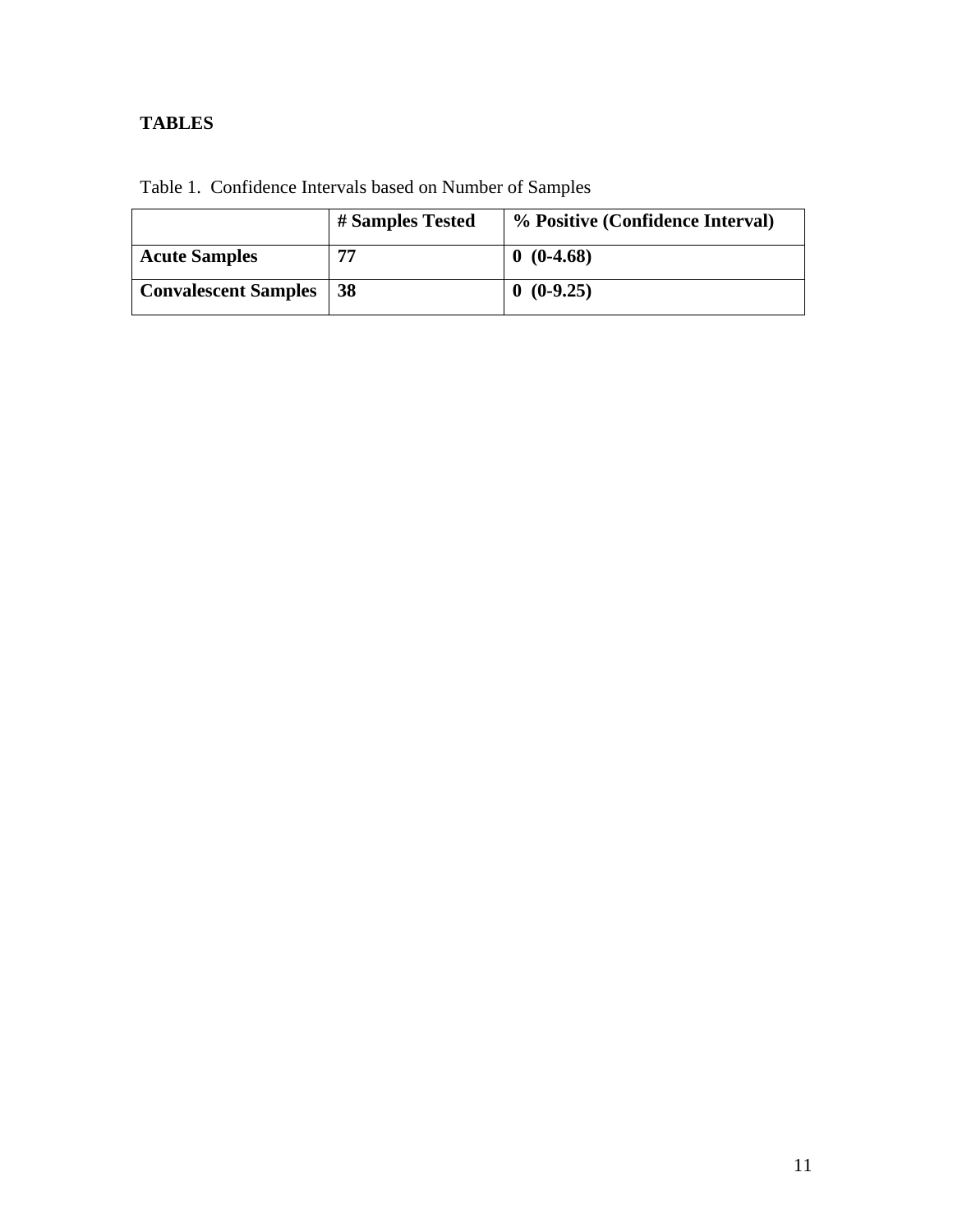**TABLES**

Table 1. Confidence Intervals based on Number of Samples

| | # Samples Tested | % Positive (Confidence Interval) |
|---|---|---|
| **Acute Samples** | **77** | **0 (0-4.68)** |
| **Convalescent Samples** | **38** | **0 (0-9.25)** |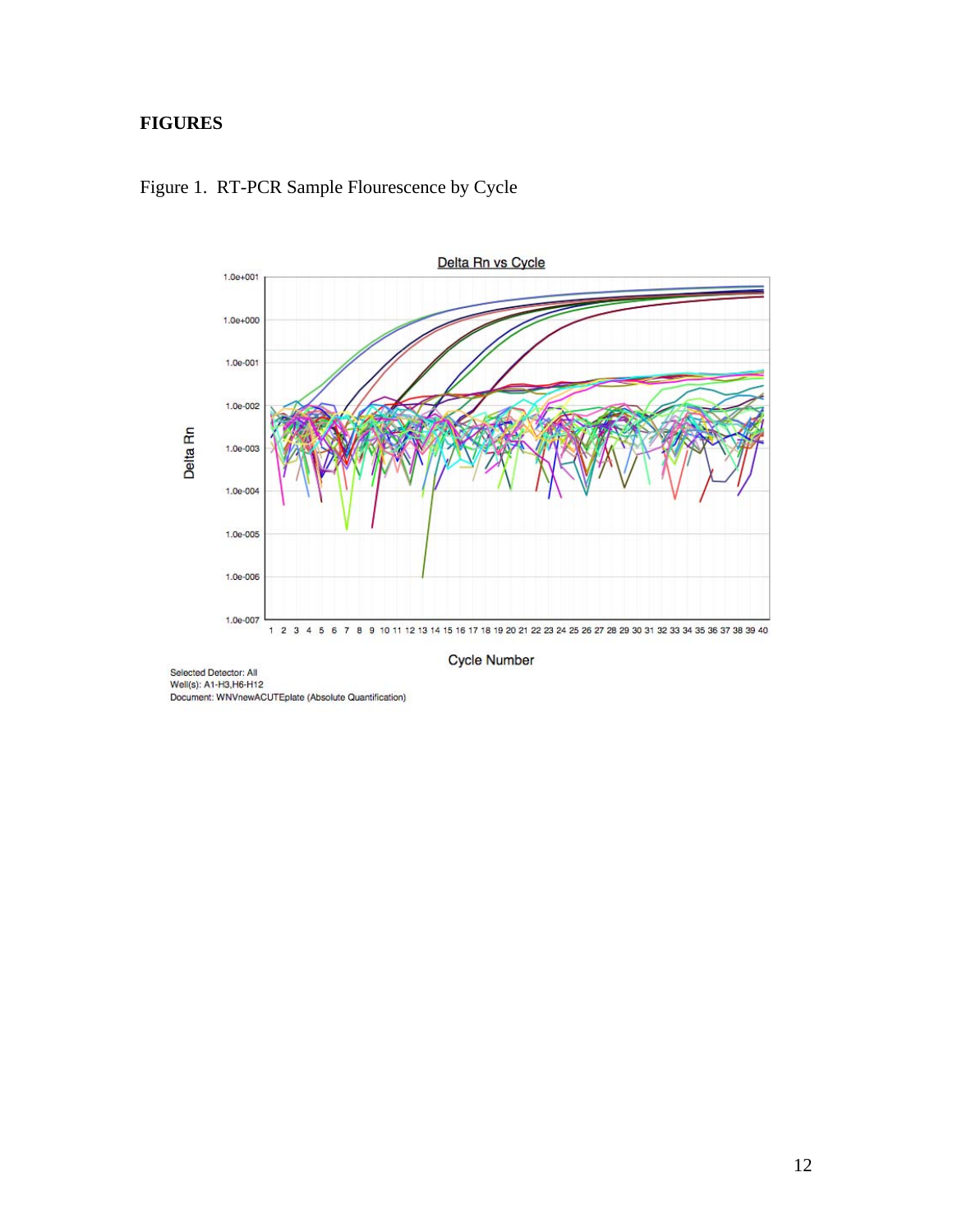**FIGURES**

Figure 1.  RT-PCR Sample Flourescence by Cycle

Selected Detector: All
Well(s): A1-H3,H6-H12
Document: WNVnewACUTEplate (Absolute Quantification)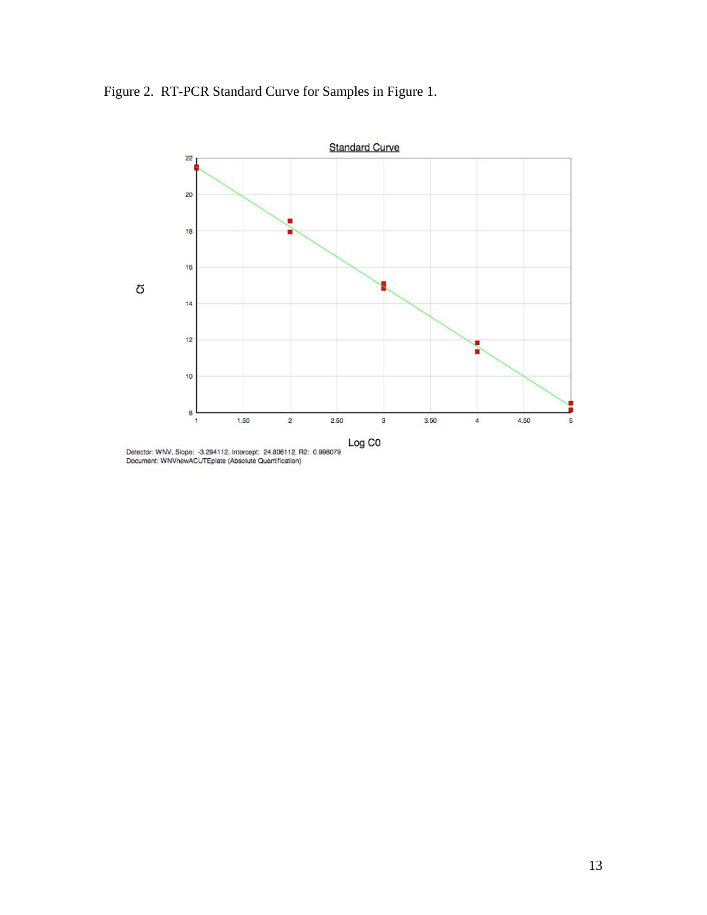Figure 2. RT-PCR Standard Curve for Samples in Figure 1.

Standard Curve

Ct

22
20
18
16
14
12
10
8

1
1.50
2
2.50
3
3.50
4
4.50
5

Log C0

Detector: WNV, Slope: -3.294112, Intercept: 24.806112, R2: 0.998079
Document: WNVnewACUTEplate (Absolute Quantification)